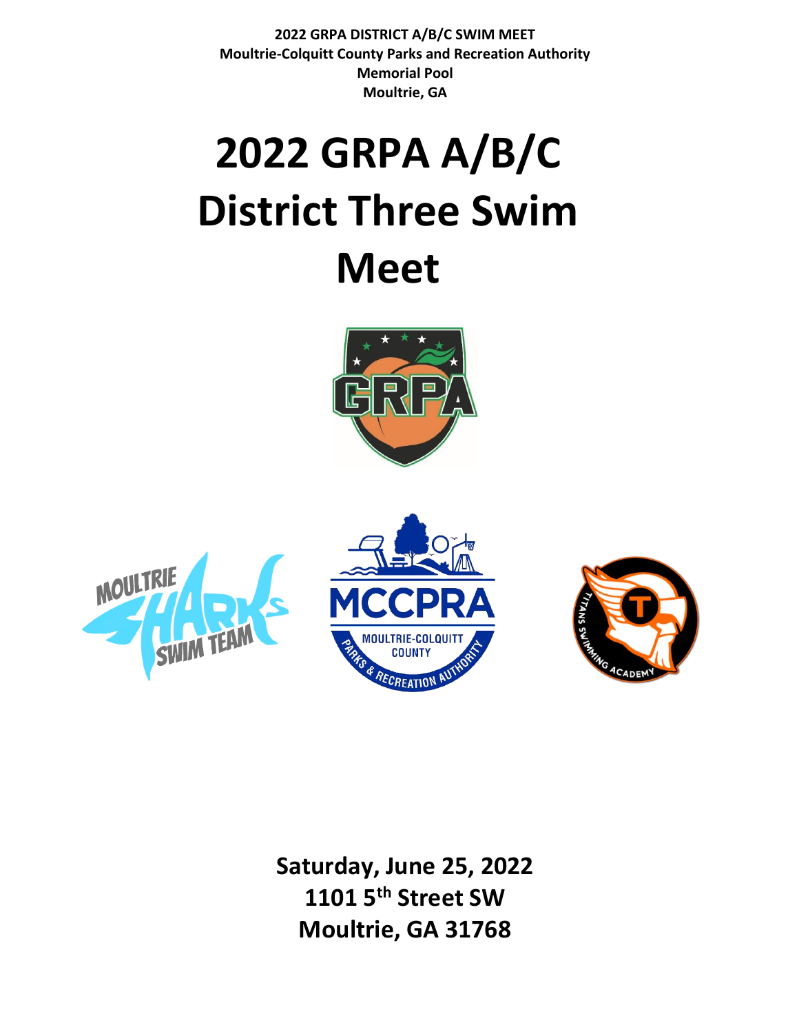**2022 GRPA DISTRICT A/B/C SWIM MEET**
**Moultrie-Colquitt County Parks and Recreation Authority**
**Memorial Pool**
**Moultrie, GA**

# 2022 GRPA A/B/C District Three Swim Meet

**Saturday, June 25, 2022**
**1101 5th Street SW**
**Moultrie, GA 31768**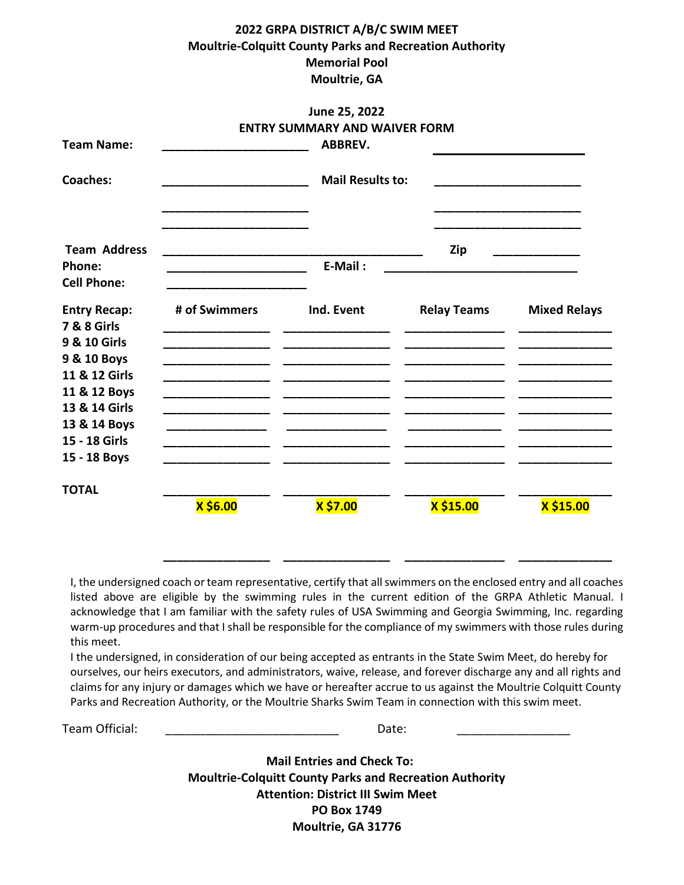**2022 GRPA DISTRICT A/B/C SWIM MEET**
**Moultrie-Colquitt County Parks and Recreation Authority**
**Memorial Pool**
**Moultrie, GA**

**June 25, 2022**
**ENTRY SUMMARY AND WAIVER FORM**

**Team Name:** ______________________ **ABBREV.** ______________________

**Coaches:** ______________________ **Mail Results to:** ______________________

______________________ ______________________

______________________ ______________________

**Team Address** ________________________________________ **Zip** _____________

**Phone:** ______________________ **E-Mail :** ______________________________

**Cell Phone:** ______________________

| Entry Recap: | # of Swimmers | Ind. Event | Relay Teams | Mixed Relays |
|---|---|---|---|---|
| 7 & 8 Girls | | | | |
| 9 & 10 Girls | | | | |
| 9 & 10 Boys | | | | |
| 11 & 12 Girls | | | | |
| 11 & 12 Boys | | | | |
| 13 & 14 Girls | | | | |
| 13 & 14 Boys | | | | |
| 15 - 18 Girls | | | | |
| 15 - 18 Boys | | | | |
| **TOTAL** | | | | |
| | **X $6.00** | **X $7.00** | **X $15.00** | **X $15.00** |
| | | | | |

I, the undersigned coach or team representative, certify that all swimmers on the enclosed entry and all coaches listed above are eligible by the swimming rules in the current edition of the GRPA Athletic Manual. I acknowledge that I am familiar with the safety rules of USA Swimming and Georgia Swimming, Inc. regarding warm-up procedures and that I shall be responsible for the compliance of my swimmers with those rules during this meet.

I the undersigned, in consideration of our being accepted as entrants in the State Swim Meet, do hereby for ourselves, our heirs executors, and administrators, waive, release, and forever discharge any and all rights and claims for any injury or damages which we have or hereafter accrue to us against the Moultrie Colquitt County Parks and Recreation Authority, or the Moultrie Sharks Swim Team in connection with this swim meet.

Team Official: __________________________ Date: _________________

**Mail Entries and Check To:**
**Moultrie-Colquitt County Parks and Recreation Authority**
**Attention: District III Swim Meet**
**PO Box 1749**
**Moultrie, GA 31776**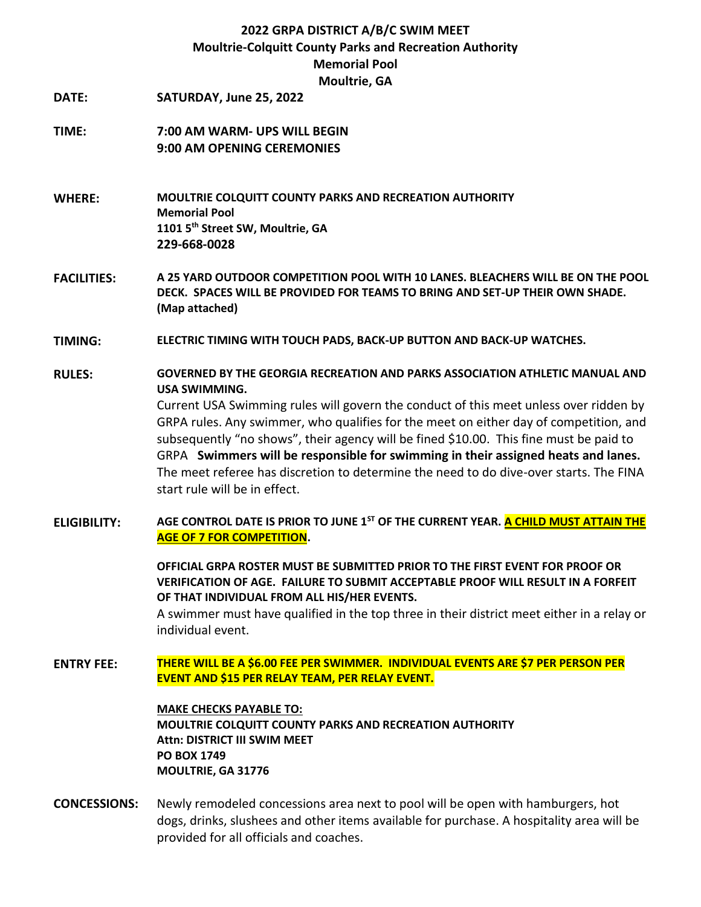# 2022 GRPA DISTRICT A/B/C SWIM MEET

## Moultrie-Colquitt County Parks and Recreation Authority

## Memorial Pool

## Moultrie, GA

**DATE:** **SATURDAY, June 25, 2022**

**TIME:** **7:00 AM WARM- UPS WILL BEGIN**
**9:00 AM OPENING CEREMONIES**

**WHERE:** **MOULTRIE COLQUITT COUNTY PARKS AND RECREATION AUTHORITY**
**Memorial Pool**
**1101 5th Street SW, Moultrie, GA**
**229-668-0028**

**FACILITIES:** **A 25 YARD OUTDOOR COMPETITION POOL WITH 10 LANES. BLEACHERS WILL BE ON THE POOL DECK. SPACES WILL BE PROVIDED FOR TEAMS TO BRING AND SET-UP THEIR OWN SHADE. (Map attached)**

**TIMING:** **ELECTRIC TIMING WITH TOUCH PADS, BACK-UP BUTTON AND BACK-UP WATCHES.**

**RULES:** **GOVERNED BY THE GEORGIA RECREATION AND PARKS ASSOCIATION ATHLETIC MANUAL AND USA SWIMMING.**
Current USA Swimming rules will govern the conduct of this meet unless over ridden by GRPA rules. Any swimmer, who qualifies for the meet on either day of competition, and subsequently "no shows", their agency will be fined $10.00. This fine must be paid to GRPA **Swimmers will be responsible for swimming in their assigned heats and lanes.** The meet referee has discretion to determine the need to do dive-over starts. The FINA start rule will be in effect.

**ELIGIBILITY:** **AGE CONTROL DATE IS PRIOR TO JUNE 1ST OF THE CURRENT YEAR. A CHILD MUST ATTAIN THE AGE OF 7 FOR COMPETITION.**

**OFFICIAL GRPA ROSTER MUST BE SUBMITTED PRIOR TO THE FIRST EVENT FOR PROOF OR VERIFICATION OF AGE. FAILURE TO SUBMIT ACCEPTABLE PROOF WILL RESULT IN A FORFEIT OF THAT INDIVIDUAL FROM ALL HIS/HER EVENTS.**
A swimmer must have qualified in the top three in their district meet either in a relay or individual event.

**ENTRY FEE:** **THERE WILL BE A $6.00 FEE PER SWIMMER. INDIVIDUAL EVENTS ARE $7 PER PERSON PER EVENT AND $15 PER RELAY TEAM, PER RELAY EVENT.**

**MAKE CHECKS PAYABLE TO:**
**MOULTRIE COLQUITT COUNTY PARKS AND RECREATION AUTHORITY**
**Attn: DISTRICT III SWIM MEET**
**PO BOX 1749**
**MOULTRIE, GA 31776**

**CONCESSIONS:** Newly remodeled concessions area next to pool will be open with hamburgers, hot dogs, drinks, slushees and other items available for purchase. A hospitality area will be provided for all officials and coaches.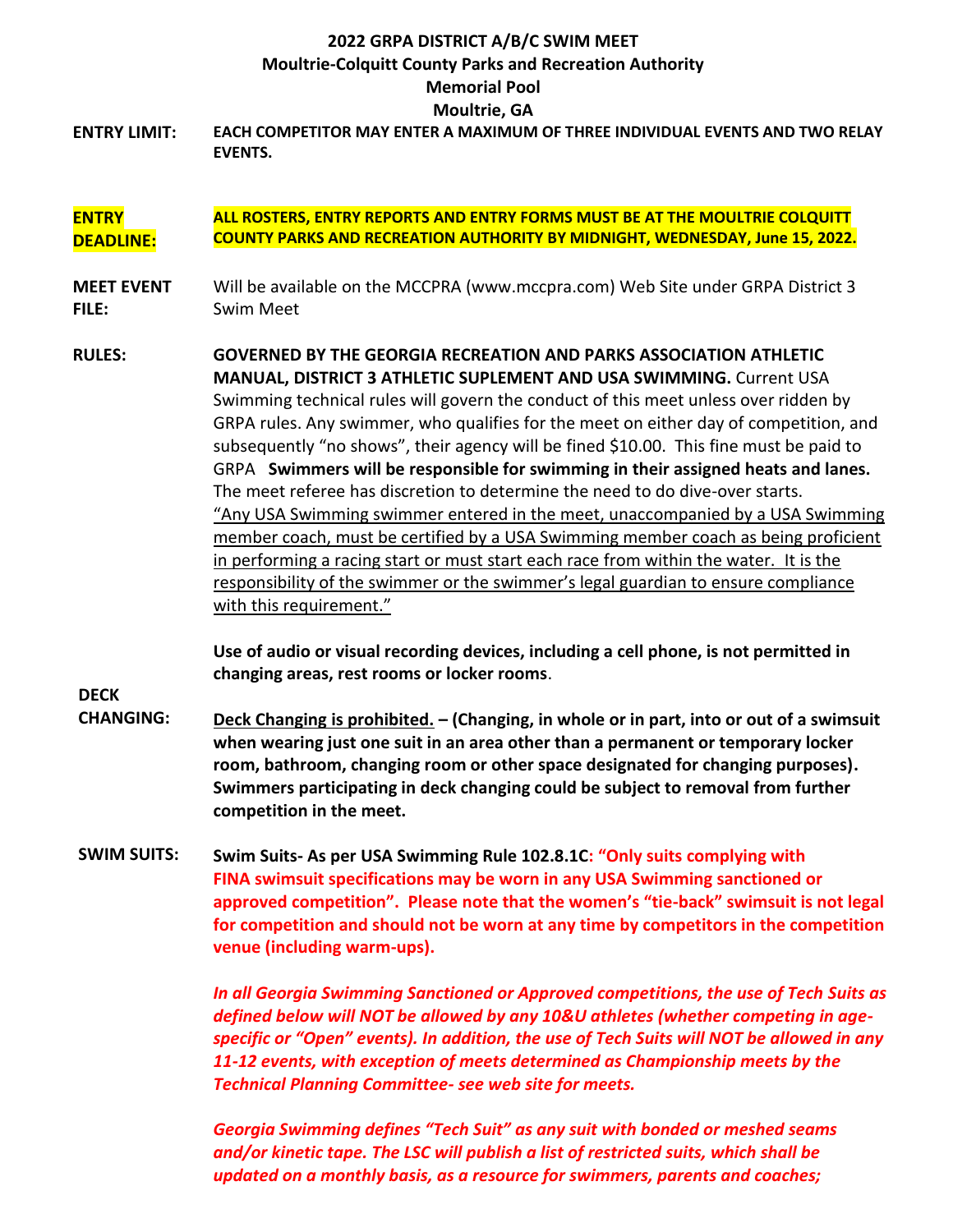# 2022 GRPA DISTRICT A/B/C SWIM MEET
## Moultrie-Colquitt County Parks and Recreation Authority
## Memorial Pool
## Moultrie, GA

**ENTRY LIMIT:** **EACH COMPETITOR MAY ENTER A MAXIMUM OF THREE INDIVIDUAL EVENTS AND TWO RELAY EVENTS.**

**ENTRY DEADLINE:** **ALL ROSTERS, ENTRY REPORTS AND ENTRY FORMS MUST BE AT THE MOULTRIE COLQUITT COUNTY PARKS AND RECREATION AUTHORITY BY MIDNIGHT, WEDNESDAY, June 15, 2022.**

**MEET EVENT FILE:** Will be available on the MCCPRA (www.mccpra.com) Web Site under GRPA District 3 Swim Meet

**RULES:** **GOVERNED BY THE GEORGIA RECREATION AND PARKS ASSOCIATION ATHLETIC MANUAL, DISTRICT 3 ATHLETIC SUPLEMENT AND USA SWIMMING.** Current USA Swimming technical rules will govern the conduct of this meet unless over ridden by GRPA rules. Any swimmer, who qualifies for the meet on either day of competition, and subsequently "no shows", their agency will be fined $10.00. This fine must be paid to GRPA **Swimmers will be responsible for swimming in their assigned heats and lanes.** The meet referee has discretion to determine the need to do dive-over starts. "Any USA Swimming swimmer entered in the meet, unaccompanied by a USA Swimming member coach, must be certified by a USA Swimming member coach as being proficient in performing a racing start or must start each race from within the water. It is the responsibility of the swimmer or the swimmer's legal guardian to ensure compliance with this requirement."

**Use of audio or visual recording devices, including a cell phone, is not permitted in changing areas, rest rooms or locker rooms**.

**DECK CHANGING:** **Deck Changing is prohibited. – (Changing, in whole or in part, into or out of a swimsuit when wearing just one suit in an area other than a permanent or temporary locker room, bathroom, changing room or other space designated for changing purposes). Swimmers participating in deck changing could be subject to removal from further competition in the meet.**

**SWIM SUITS:** **Swim Suits- As per USA Swimming Rule 102.8.1C: "Only suits complying with FINA swimsuit specifications may be worn in any USA Swimming sanctioned or approved competition". Please note that the women's "tie-back" swimsuit is not legal for competition and should not be worn at any time by competitors in the competition venue (including warm-ups).**

***In all Georgia Swimming Sanctioned or Approved competitions, the use of Tech Suits as defined below will NOT be allowed by any 10&U athletes (whether competing in age-specific or "Open" events). In addition, the use of Tech Suits will NOT be allowed in any 11-12 events, with exception of meets determined as Championship meets by the Technical Planning Committee- see web site for meets.***

***Georgia Swimming defines "Tech Suit" as any suit with bonded or meshed seams and/or kinetic tape. The LSC will publish a list of restricted suits, which shall be updated on a monthly basis, as a resource for swimmers, parents and coaches;***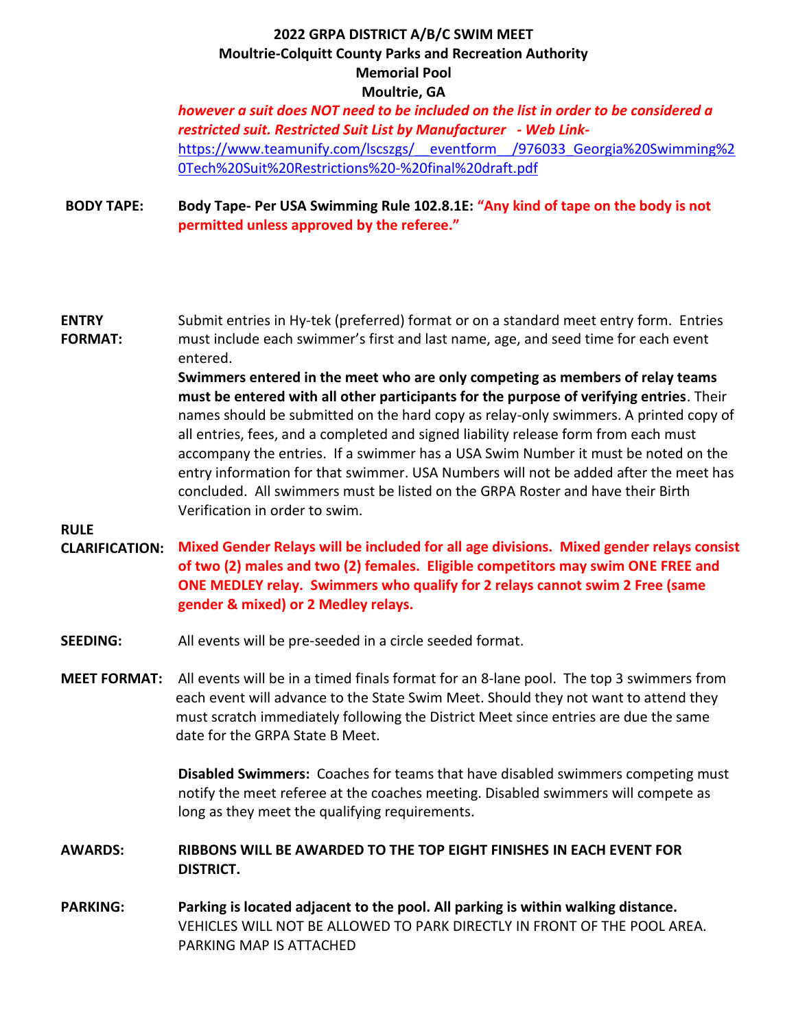**2022 GRPA DISTRICT A/B/C SWIM MEET**
**Moultrie-Colquitt County Parks and Recreation Authority**
**Memorial Pool**
**Moultrie, GA**

***however a suit does NOT need to be included on the list in order to be considered a restricted suit. Restricted Suit List by Manufacturer - Web Link-***
https://www.teamunify.com/lscszgs/__eventform__/976033_Georgia%20Swimming%20Tech%20Suit%20Restrictions%20-%20final%20draft.pdf

**BODY TAPE:** **Body Tape- Per USA Swimming Rule 102.8.1E: "Any kind of tape on the body is not permitted unless approved by the referee."**

**ENTRY FORMAT:** Submit entries in Hy-tek (preferred) format or on a standard meet entry form. Entries must include each swimmer's first and last name, age, and seed time for each event entered.
**Swimmers entered in the meet who are only competing as members of relay teams must be entered with all other participants for the purpose of verifying entries**. Their names should be submitted on the hard copy as relay-only swimmers. A printed copy of all entries, fees, and a completed and signed liability release form from each must accompany the entries. If a swimmer has a USA Swim Number it must be noted on the entry information for that swimmer. USA Numbers will not be added after the meet has concluded. All swimmers must be listed on the GRPA Roster and have their Birth Verification in order to swim.

**RULE CLARIFICATION:** **Mixed Gender Relays will be included for all age divisions. Mixed gender relays consist of two (2) males and two (2) females. Eligible competitors may swim ONE FREE and ONE MEDLEY relay. Swimmers who qualify for 2 relays cannot swim 2 Free (same gender & mixed) or 2 Medley relays.**

**SEEDING:** All events will be pre-seeded in a circle seeded format.

**MEET FORMAT:** All events will be in a timed finals format for an 8-lane pool. The top 3 swimmers from each event will advance to the State Swim Meet. Should they not want to attend they must scratch immediately following the District Meet since entries are due the same date for the GRPA State B Meet.

**Disabled Swimmers:** Coaches for teams that have disabled swimmers competing must notify the meet referee at the coaches meeting. Disabled swimmers will compete as long as they meet the qualifying requirements.

**AWARDS:** **RIBBONS WILL BE AWARDED TO THE TOP EIGHT FINISHES IN EACH EVENT FOR DISTRICT.**

**PARKING:** **Parking is located adjacent to the pool. All parking is within walking distance.** VEHICLES WILL NOT BE ALLOWED TO PARK DIRECTLY IN FRONT OF THE POOL AREA. PARKING MAP IS ATTACHED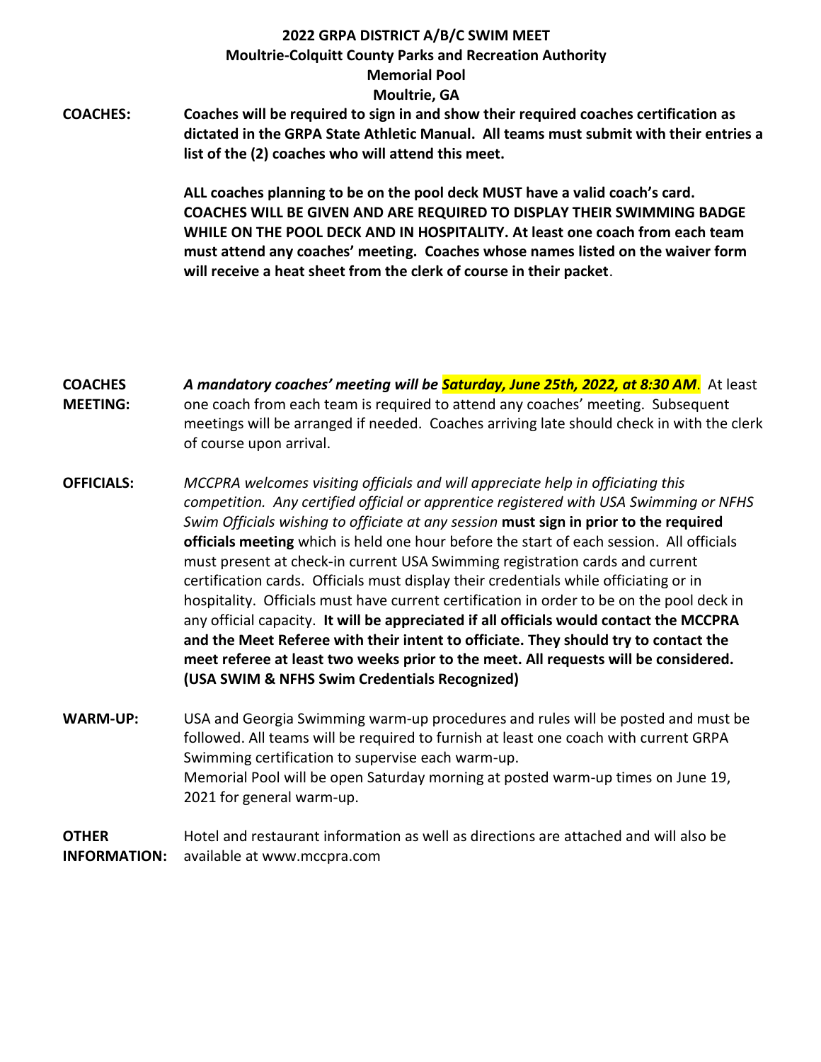**2022 GRPA DISTRICT A/B/C SWIM MEET**
**Moultrie-Colquitt County Parks and Recreation Authority**
**Memorial Pool**
**Moultrie, GA**

**COACHES:** **Coaches will be required to sign in and show their required coaches certification as dictated in the GRPA State Athletic Manual. All teams must submit with their entries a list of the (2) coaches who will attend this meet.**

**ALL coaches planning to be on the pool deck MUST have a valid coach's card. COACHES WILL BE GIVEN AND ARE REQUIRED TO DISPLAY THEIR SWIMMING BADGE WHILE ON THE POOL DECK AND IN HOSPITALITY. At least one coach from each team must attend any coaches' meeting. Coaches whose names listed on the waiver form will receive a heat sheet from the clerk of course in their packet**.

**COACHES MEETING:** ***A mandatory coaches' meeting will be Saturday, June 25th, 2022, at 8:30 AM***. At least one coach from each team is required to attend any coaches' meeting. Subsequent meetings will be arranged if needed. Coaches arriving late should check in with the clerk of course upon arrival.

**OFFICIALS:** *MCCPRA welcomes visiting officials and will appreciate help in officiating this competition. Any certified official or apprentice registered with USA Swimming or NFHS Swim Officials wishing to officiate at any session* **must sign in prior to the required officials meeting** which is held one hour before the start of each session. All officials must present at check-in current USA Swimming registration cards and current certification cards. Officials must display their credentials while officiating or in hospitality. Officials must have current certification in order to be on the pool deck in any official capacity. **It will be appreciated if all officials would contact the MCCPRA and the Meet Referee with their intent to officiate. They should try to contact the meet referee at least two weeks prior to the meet. All requests will be considered. (USA SWIM & NFHS Swim Credentials Recognized)**

**WARM-UP:** USA and Georgia Swimming warm-up procedures and rules will be posted and must be followed. All teams will be required to furnish at least one coach with current GRPA Swimming certification to supervise each warm-up.
Memorial Pool will be open Saturday morning at posted warm-up times on June 19, 2021 for general warm-up.

**OTHER INFORMATION:** Hotel and restaurant information as well as directions are attached and will also be available at www.mccpra.com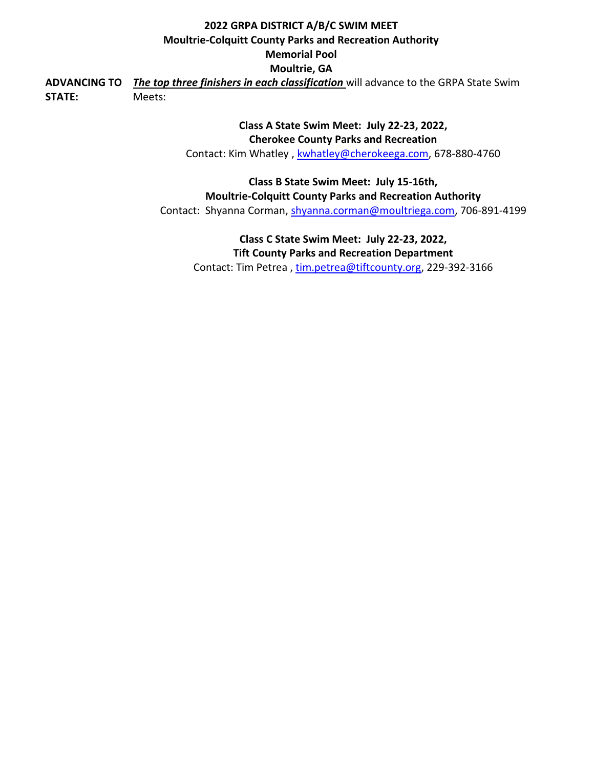**2022 GRPA DISTRICT A/B/C SWIM MEET**
**Moultrie-Colquitt County Parks and Recreation Authority**
**Memorial Pool**
**Moultrie, GA**

**ADVANCING TO STATE:** ***The top three finishers in each classification*** will advance to the GRPA State Swim Meets:

**Class A State Swim Meet: July 22-23, 2022,**
**Cherokee County Parks and Recreation**
Contact: Kim Whatley , kwhatley@cherokeega.com, 678-880-4760

**Class B State Swim Meet: July 15-16th,**
**Moultrie-Colquitt County Parks and Recreation Authority**
Contact: Shyanna Corman, shyanna.corman@moultriega.com, 706-891-4199

**Class C State Swim Meet: July 22-23, 2022,**
**Tift County Parks and Recreation Department**
Contact: Tim Petrea , tim.petrea@tiftcounty.org, 229-392-3166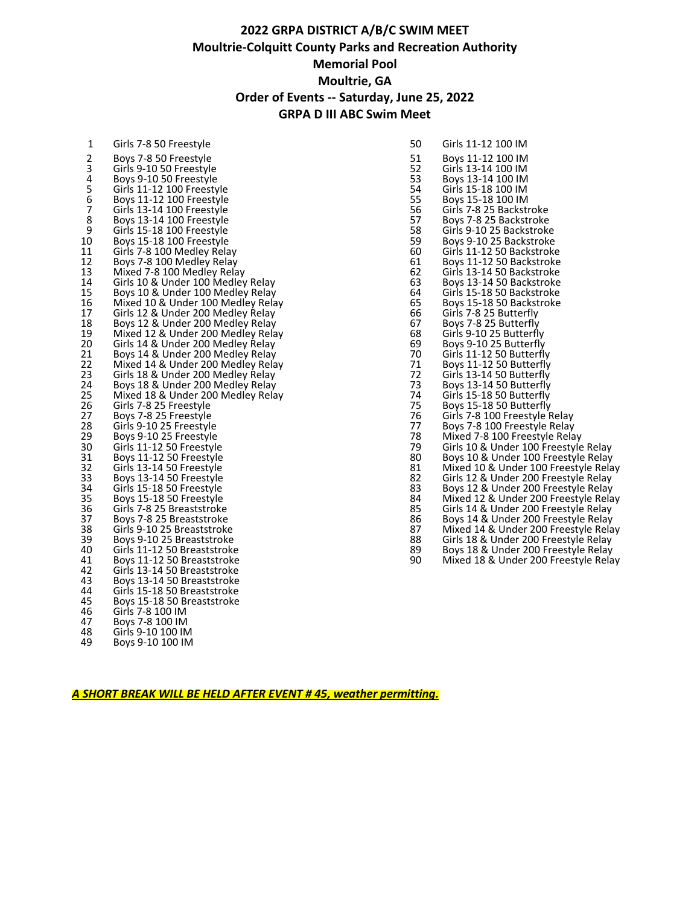# 2022 GRPA DISTRICT A/B/C SWIM MEET

## Moultrie-Colquitt County Parks and Recreation Authority

## Memorial Pool

## Moultrie, GA

## Order of Events -- Saturday, June 25, 2022

## GRPA D III ABC Swim Meet

1. Girls 7-8 50 Freestyle
2. Boys 7-8 50 Freestyle
3. Girls 9-10 50 Freestyle
4. Boys 9-10 50 Freestyle
5. Girls 11-12 100 Freestyle
6. Boys 11-12 100 Freestyle
7. Girls 13-14 100 Freestyle
8. Boys 13-14 100 Freestyle
9. Girls 15-18 100 Freestyle
10. Boys 15-18 100 Freestyle
11. Girls 7-8 100 Medley Relay
12. Boys 7-8 100 Medley Relay
13. Mixed 7-8 100 Medley Relay
14. Girls 10 & Under 100 Medley Relay
15. Boys 10 & Under 100 Medley Relay
16. Mixed 10 & Under 100 Medley Relay
17. Girls 12 & Under 200 Medley Relay
18. Boys 12 & Under 200 Medley Relay
19. Mixed 12 & Under 200 Medley Relay
20. Girls 14 & Under 200 Medley Relay
21. Boys 14 & Under 200 Medley Relay
22. Mixed 14 & Under 200 Medley Relay
23. Girls 18 & Under 200 Medley Relay
24. Boys 18 & Under 200 Medley Relay
25. Mixed 18 & Under 200 Medley Relay
26. Girls 7-8 25 Freestyle
27. Boys 7-8 25 Freestyle
28. Girls 9-10 25 Freestyle
29. Boys 9-10 25 Freestyle
30. Girls 11-12 50 Freestyle
31. Boys 11-12 50 Freestyle
32. Girls 13-14 50 Freestyle
33. Boys 13-14 50 Freestyle
34. Girls 15-18 50 Freestyle
35. Boys 15-18 50 Freestyle
36. Girls 7-8 25 Breaststroke
37. Boys 7-8 25 Breaststroke
38. Girls 9-10 25 Breaststroke
39. Boys 9-10 25 Breaststroke
40. Girls 11-12 50 Breaststroke
41. Boys 11-12 50 Breaststroke
42. Girls 13-14 50 Breaststroke
43. Boys 13-14 50 Breaststroke
44. Girls 15-18 50 Breaststroke
45. Boys 15-18 50 Breaststroke
46. Girls 7-8 100 IM
47. Boys 7-8 100 IM
48. Girls 9-10 100 IM
49. Boys 9-10 100 IM
50. Girls 11-12 100 IM
51. Boys 11-12 100 IM
52. Girls 13-14 100 IM
53. Boys 13-14 100 IM
54. Girls 15-18 100 IM
55. Boys 15-18 100 IM
56. Girls 7-8 25 Backstroke
57. Boys 7-8 25 Backstroke
58. Girls 9-10 25 Backstroke
59. Boys 9-10 25 Backstroke
60. Girls 11-12 50 Backstroke
61. Boys 11-12 50 Backstroke
62. Girls 13-14 50 Backstroke
63. Boys 13-14 50 Backstroke
64. Girls 15-18 50 Backstroke
65. Boys 15-18 50 Backstroke
66. Girls 7-8 25 Butterfly
67. Boys 7-8 25 Butterfly
68. Girls 9-10 25 Butterfly
69. Boys 9-10 25 Butterfly
70. Girls 11-12 50 Butterfly
71. Boys 11-12 50 Butterfly
72. Girls 13-14 50 Butterfly
73. Boys 13-14 50 Butterfly
74. Girls 15-18 50 Butterfly
75. Boys 15-18 50 Butterfly
76. Girls 7-8 100 Freestyle Relay
77. Boys 7-8 100 Freestyle Relay
78. Mixed 7-8 100 Freestyle Relay
79. Girls 10 & Under 100 Freestyle Relay
80. Boys 10 & Under 100 Freestyle Relay
81. Mixed 10 & Under 100 Freestyle Relay
82. Girls 12 & Under 200 Freestyle Relay
83. Boys 12 & Under 200 Freestyle Relay
84. Mixed 12 & Under 200 Freestyle Relay
85. Girls 14 & Under 200 Freestyle Relay
86. Boys 14 & Under 200 Freestyle Relay
87. Mixed 14 & Under 200 Freestyle Relay
88. Girls 18 & Under 200 Freestyle Relay
89. Boys 18 & Under 200 Freestyle Relay
90. Mixed 18 & Under 200 Freestyle Relay

***A SHORT BREAK WILL BE HELD AFTER EVENT # 45, weather permitting.***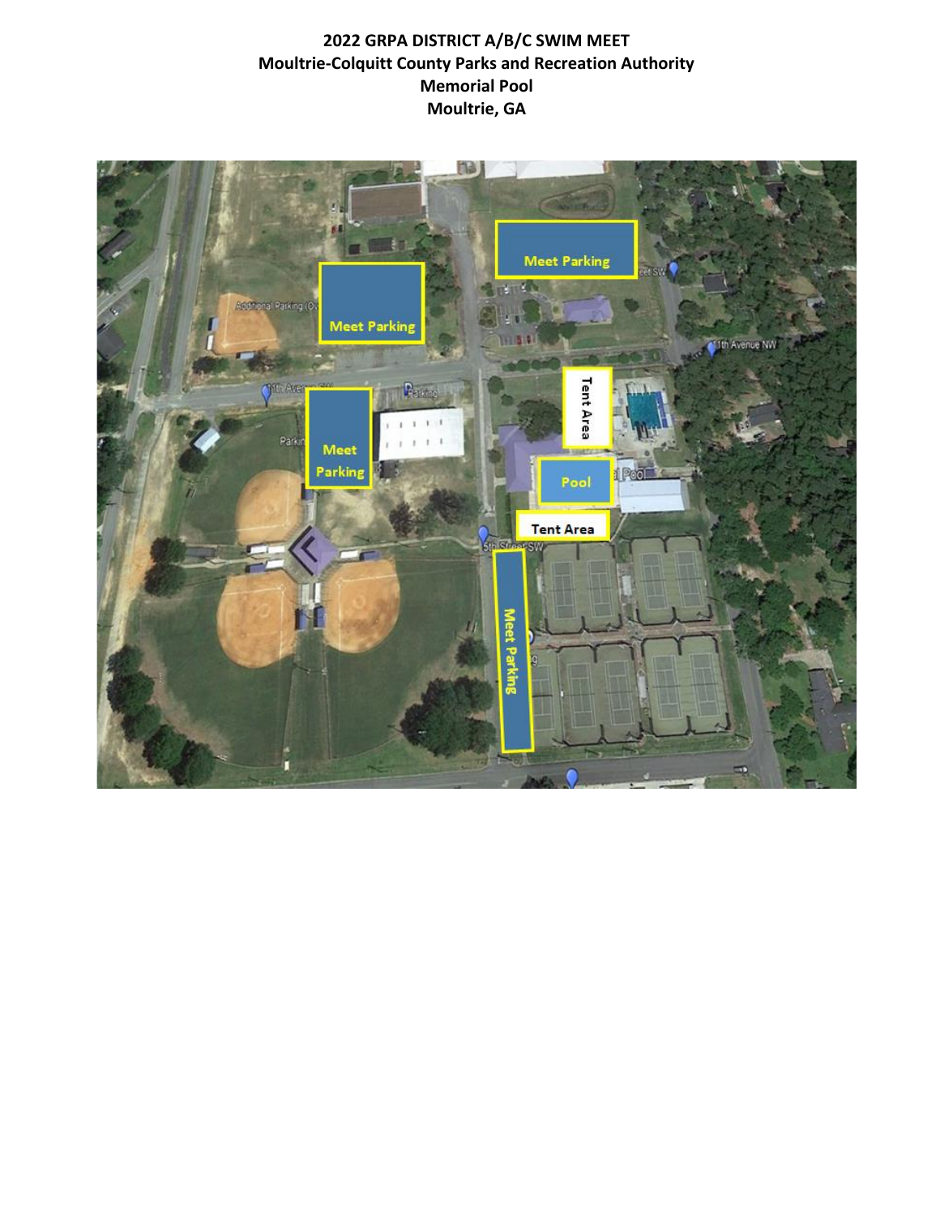**2022 GRPA DISTRICT A/B/C SWIM MEET**
**Moultrie-Colquitt County Parks and Recreation Authority**
**Memorial Pool**
**Moultrie, GA**

Meet Parking

Meet Parking

Meet Parking

Tent Area

Pool

Tent Area

Meet Parking